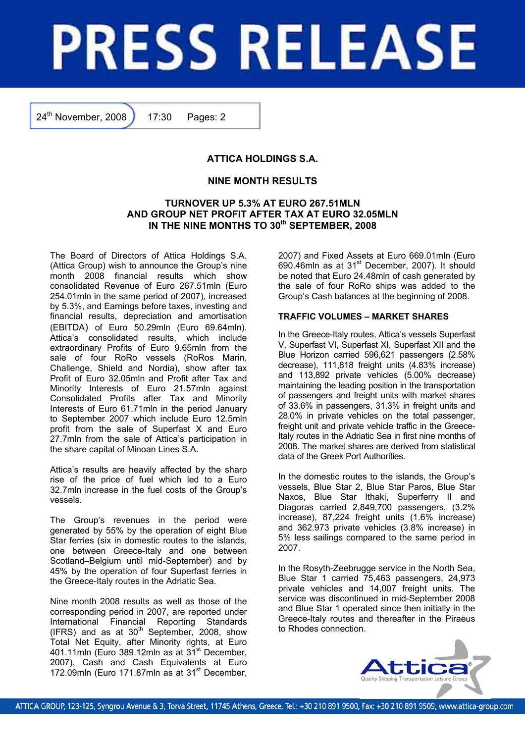# PRESS RELEASE

24th November, 2008 17:30 Pages: 2

## ATTICA HOLDINGS S.A.

## NINE MONTH RESULTS

### TURNOVER UP 5.3% AT EURO 267.51MLN AND GROUP NET PROFIT AFTER TAX AT EURO 32.05MLN IN THE NINE MONTHS TO 30th SEPTEMBER, 2008

The Board of Directors of Attica Holdings S.A. (Attica Group) wish to announce the Group's nine month 2008 financial results which show consolidated Revenue of Euro 267.51mln (Euro 254.01mln in the same period of 2007), increased by 5.3%, and Earnings before taxes, investing and financial results, depreciation and amortisation (EBITDA) of Euro 50.29mln (Euro 69.64mln). Attica's consolidated results, which include extraordinary Profits of Euro 9.65mln from the sale of four RoRo vessels (RoRos Marin, Challenge, Shield and Nordia), show after tax Profit of Euro 32.05mln and Profit after Tax and Minority Interests of Euro 21.57mln against Consolidated Profits after Tax and Minority Interests of Euro 61.71mln in the period January to September 2007 which include Euro 12.5mln profit from the sale of Superfast X and Euro 27.7mln from the sale of Attica's participation in the share capital of Minoan Lines S.A.

Attica's results are heavily affected by the sharp rise of the price of fuel which led to a Euro 32.7mln increase in the fuel costs of the Group's vessels.

The Group's revenues in the period were generated by 55% by the operation of eight Blue Star ferries (six in domestic routes to the islands, one between Greece-Italy and one between Scotland–Belgium until mid-September) and by 45% by the operation of four Superfast ferries in the Greece-Italy routes in the Adriatic Sea.

Nine month 2008 results as well as those of the corresponding period in 2007, are reported under International Financial Reporting Standards (IFRS) and as at 30th September, 2008, show Total Net Equity, after Minority rights, at Euro 401.11mln (Euro 389.12mln as at 31st December, 2007), Cash and Cash Equivalents at Euro 172.09mln (Euro 171.87mln as at 31st December, 2007) and Fixed Assets at Euro 669.01mln (Euro 690.46mln as at 31st December, 2007). It should be noted that Euro 24.48mln of cash generated by the sale of four RoRo ships was added to the Group's Cash balances at the beginning of 2008.

### TRAFFIC VOLUMES – MARKET SHARES

In the Greece-Italy routes, Attica's vessels Superfast V, Superfast VI, Superfast XI, Superfast XII and the Blue Horizon carried 596,621 passengers (2.58% decrease), 111,818 freight units (4.83% increase) and 113,892 private vehicles (5.00% decrease) maintaining the leading position in the transportation of passengers and freight units with market shares of 33.6% in passengers, 31.3% in freight units and 28.0% in private vehicles on the total passenger, freight unit and private vehicle traffic in the Greece-Italy routes in the Adriatic Sea in first nine months of 2008. The market shares are derived from statistical data of the Greek Port Authorities.

In the domestic routes to the islands, the Group's vessels, Blue Star 2, Blue Star Paros, Blue Star Naxos, Blue Star Ithaki, Superferry II and Diagoras carried 2,849,700 passengers, (3.2% increase), 87,224 freight units (1.6% increase) and 362.973 private vehicles (3.8% increase) in 5% less sailings compared to the same period in 2007.

In the Rosyth-Zeebrugge service in the North Sea, Blue Star 1 carried 75,463 passengers, 24,973 private vehicles and 14,007 freight units. The service was discontinued in mid-September 2008 and Blue Star 1 operated since then initially in the Greece-Italy routes and thereafter in the Piraeus to Rhodes connection.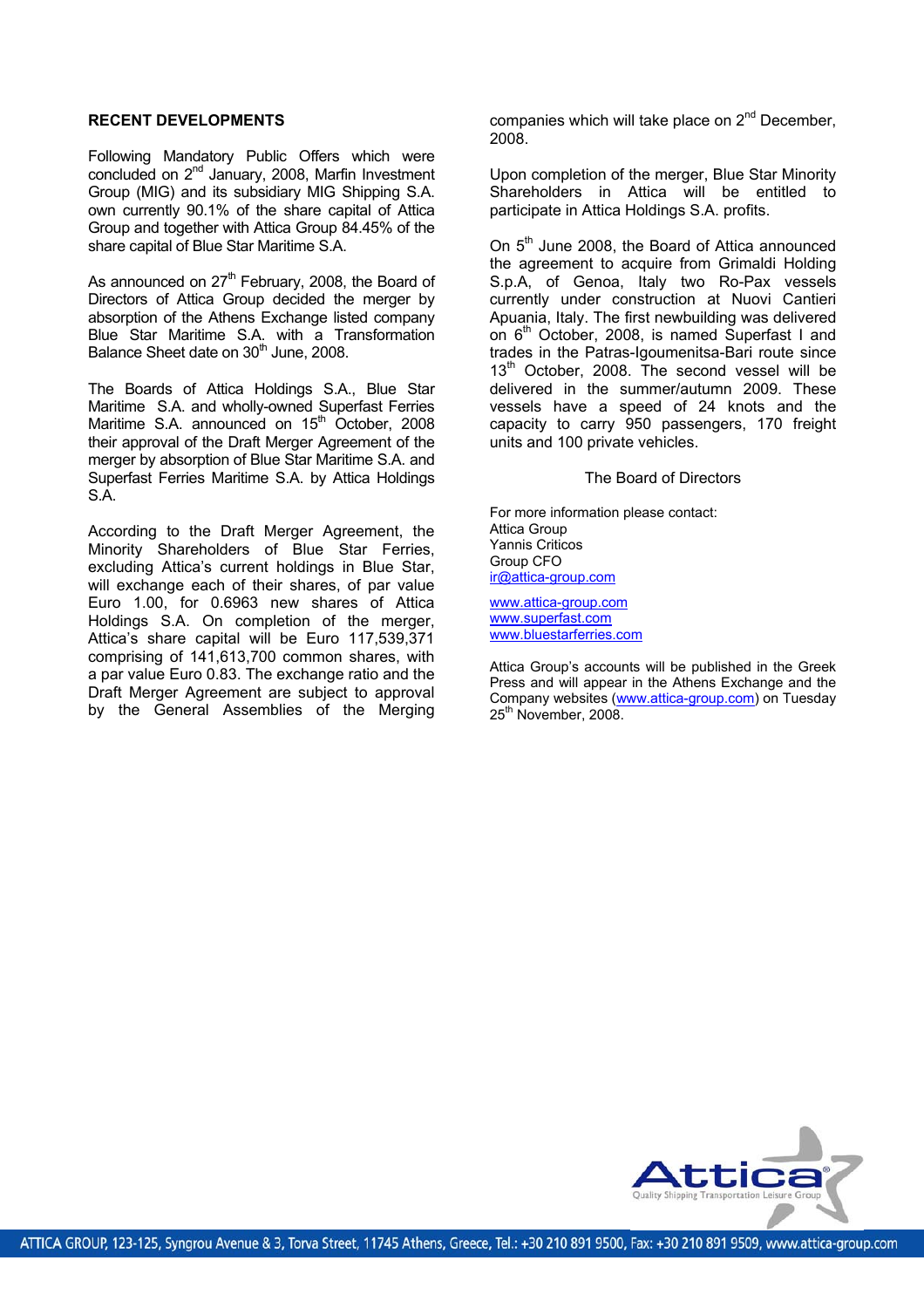**RECENT DEVELOPMENTS**

Following Mandatory Public Offers which were concluded on 2nd January, 2008, Marfin Investment Group (MIG) and its subsidiary MIG Shipping S.A. own currently 90.1% of the share capital of Attica Group and together with Attica Group 84.45% of the share capital of Blue Star Maritime S.A.

As announced on 27th February, 2008, the Board of Directors of Attica Group decided the merger by absorption of the Athens Exchange listed company Blue Star Maritime S.A. with a Transformation Balance Sheet date on 30th June, 2008.

The Boards of Attica Holdings S.A., Blue Star Maritime S.A. and wholly-owned Superfast Ferries Maritime S.A. announced on 15th October, 2008 their approval of the Draft Merger Agreement of the merger by absorption of Blue Star Maritime S.A. and Superfast Ferries Maritime S.A. by Attica Holdings S.A.

According to the Draft Merger Agreement, the Minority Shareholders of Blue Star Ferries, excluding Attica's current holdings in Blue Star, will exchange each of their shares, of par value Euro 1.00, for 0.6963 new shares of Attica Holdings S.A. On completion of the merger, Attica's share capital will be Euro 117,539,371 comprising of 141,613,700 common shares, with a par value Euro 0.83. The exchange ratio and the Draft Merger Agreement are subject to approval by the General Assemblies of the Merging companies which will take place on 2nd December, 2008.

Upon completion of the merger, Blue Star Minority Shareholders in Attica will be entitled to participate in Attica Holdings S.A. profits.

On 5th June 2008, the Board of Attica announced the agreement to acquire from Grimaldi Holding S.p.A, of Genoa, Italy two Ro-Pax vessels currently under construction at Nuovi Cantieri Apuania, Italy. The first newbuilding was delivered on 6th October, 2008, is named Superfast I and trades in the Patras-Igoumenitsa-Bari route since 13th October, 2008. The second vessel will be delivered in the summer/autumn 2009. These vessels have a speed of 24 knots and the capacity to carry 950 passengers, 170 freight units and 100 private vehicles.

The Board of Directors

For more information please contact:
Attica Group
Yannis Criticos
Group CFO
ir@attica-group.com

www.attica-group.com
www.superfast.com
www.bluestarferries.com

Attica Group's accounts will be published in the Greek Press and will appear in the Athens Exchange and the Company websites (www.attica-group.com) on Tuesday 25th November, 2008.

Attica
Quality Shipping Transportation Leisure Group

ATTICA GROUP, 123-125, Syngrou Avenue & 3, Torva Street, 11745 Athens, Greece, Tel.: +30 210 891 9500, Fax: +30 210 891 9509, www.attica-group.com